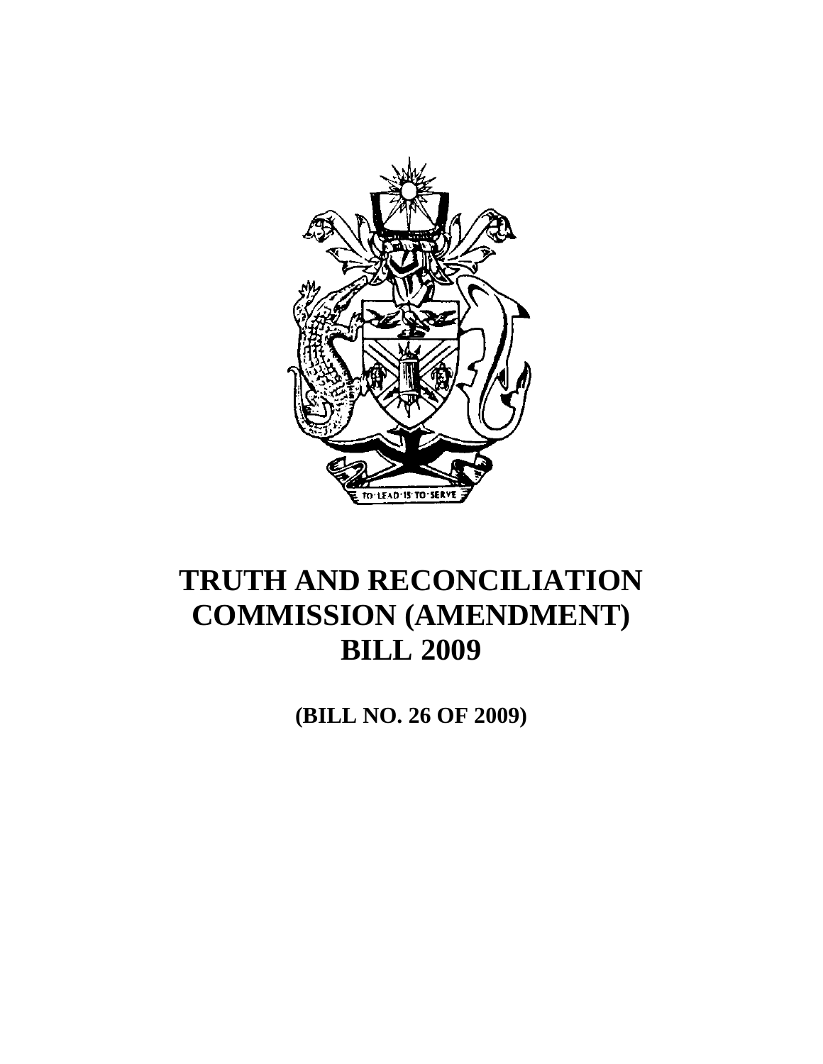# TRUTH AND RECONCILIATION COMMISSION (AMENDMENT) BILL 2009

**(BILL NO. 26 OF 2009)**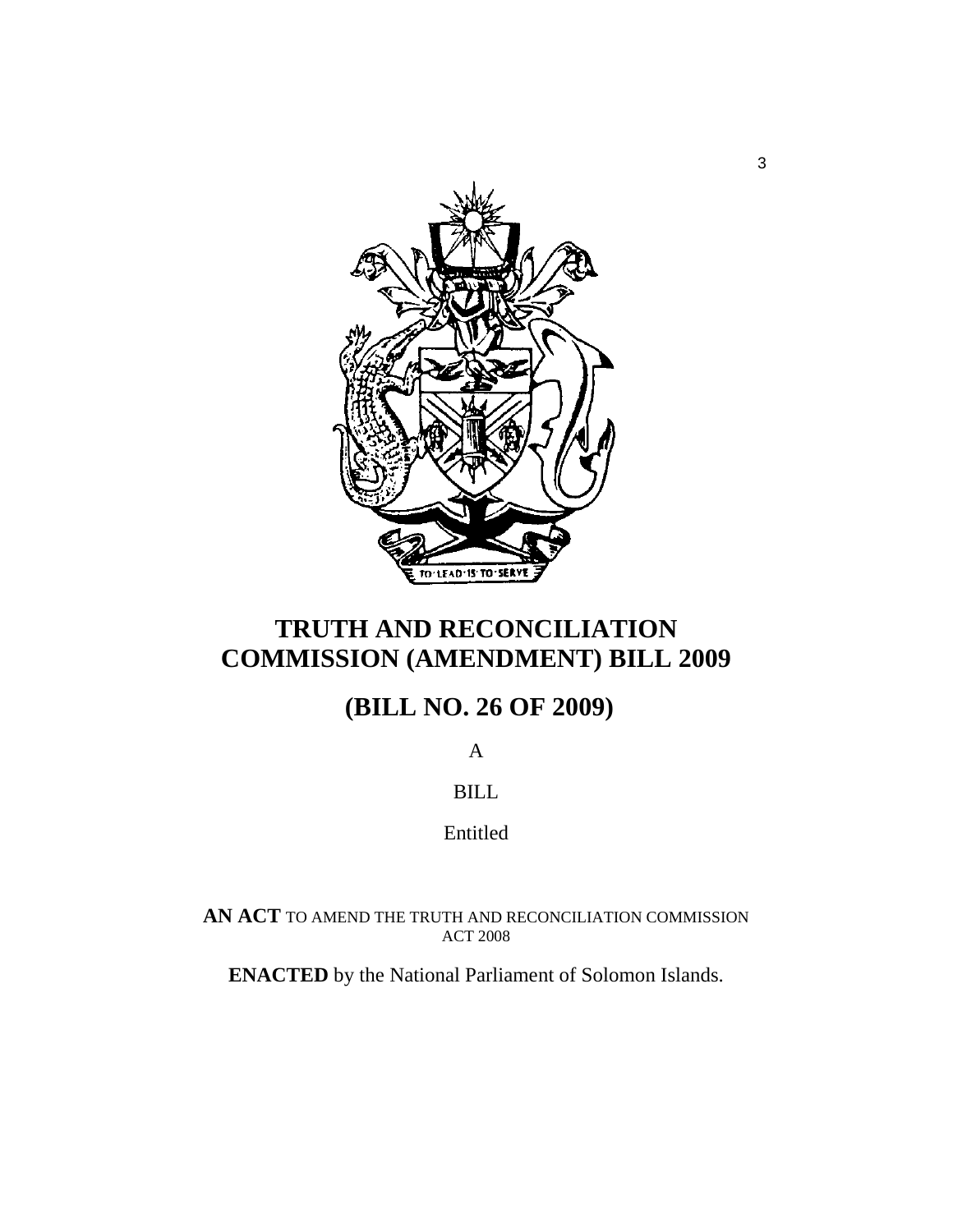# TRUTH AND RECONCILIATION COMMISSION (AMENDMENT) BILL 2009

## (BILL NO. 26 OF 2009)

A

BILL

Entitled

**AN ACT** TO AMEND THE TRUTH AND RECONCILIATION COMMISSION ACT 2008

**ENACTED** by the National Parliament of Solomon Islands.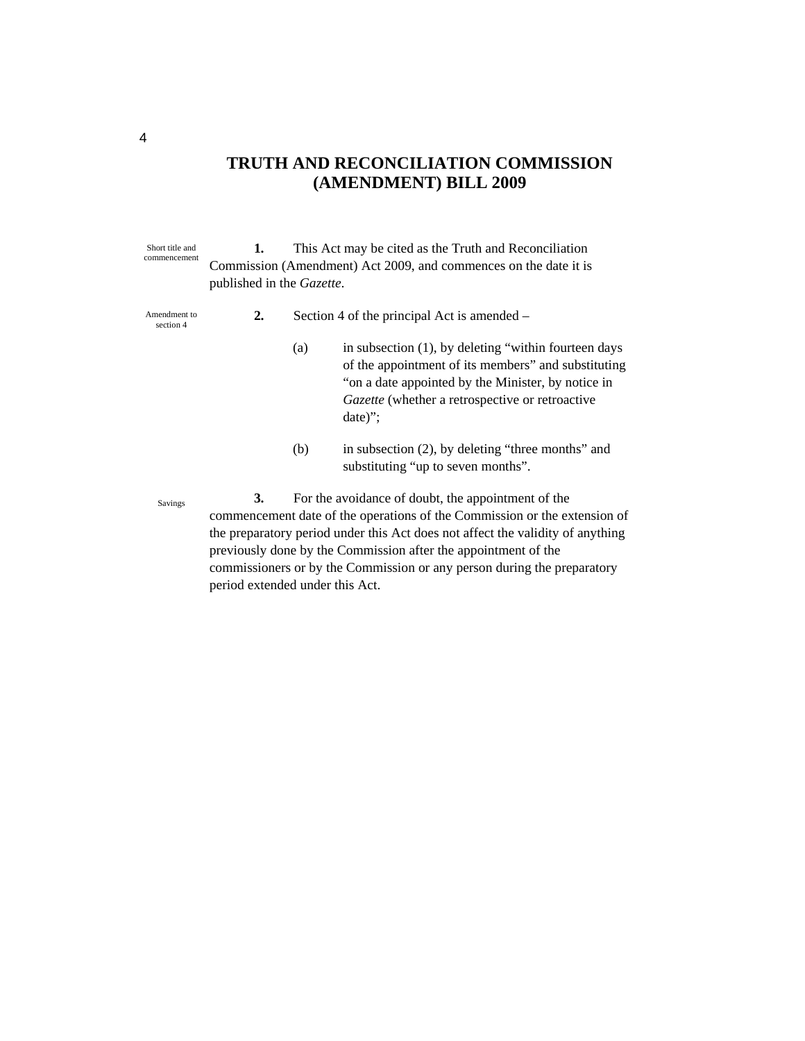# TRUTH AND RECONCILIATION COMMISSION (AMENDMENT) BILL 2009

Short title and commencement

**1.** This Act may be cited as the Truth and Reconciliation Commission (Amendment) Act 2009, and commences on the date it is published in the *Gazette*.

Amendment to section 4

**2.** Section 4 of the principal Act is amended –

(a) in subsection (1), by deleting "within fourteen days of the appointment of its members" and substituting "on a date appointed by the Minister, by notice in *Gazette* (whether a retrospective or retroactive date)";

(b) in subsection (2), by deleting "three months" and substituting "up to seven months".

Savings

**3.** For the avoidance of doubt, the appointment of the commencement date of the operations of the Commission or the extension of the preparatory period under this Act does not affect the validity of anything previously done by the Commission after the appointment of the commissioners or by the Commission or any person during the preparatory period extended under this Act.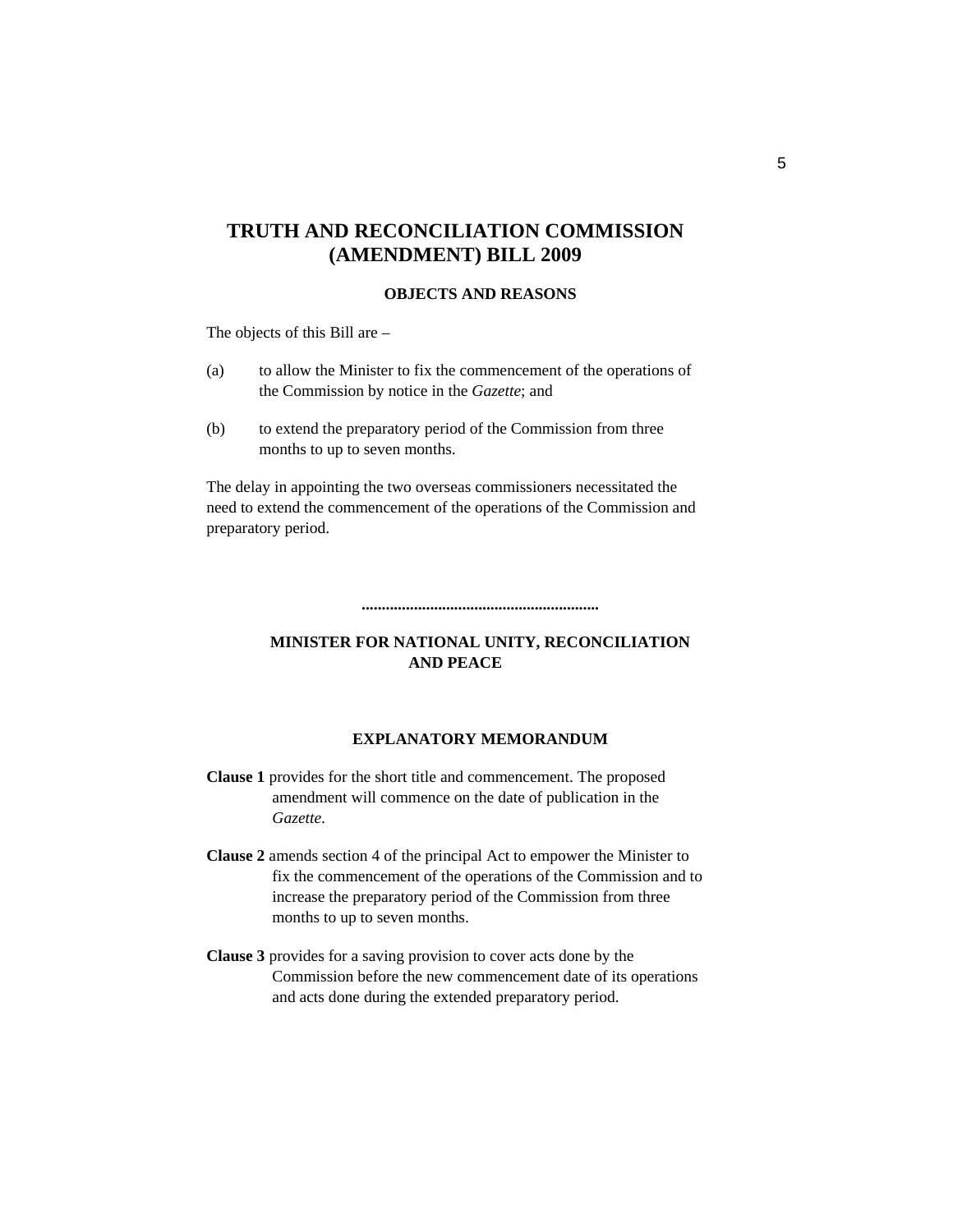# TRUTH AND RECONCILIATION COMMISSION (AMENDMENT) BILL 2009

## OBJECTS AND REASONS

The objects of this Bill are –

(a) to allow the Minister to fix the commencement of the operations of the Commission by notice in the *Gazette*; and

(b) to extend the preparatory period of the Commission from three months to up to seven months.

The delay in appointing the two overseas commissioners necessitated the need to extend the commencement of the operations of the Commission and preparatory period.

..........................................................

**MINISTER FOR NATIONAL UNITY, RECONCILIATION AND PEACE**

## EXPLANATORY MEMORANDUM

**Clause 1** provides for the short title and commencement. The proposed amendment will commence on the date of publication in the *Gazette*.

**Clause 2** amends section 4 of the principal Act to empower the Minister to fix the commencement of the operations of the Commission and to increase the preparatory period of the Commission from three months to up to seven months.

**Clause 3** provides for a saving provision to cover acts done by the Commission before the new commencement date of its operations and acts done during the extended preparatory period.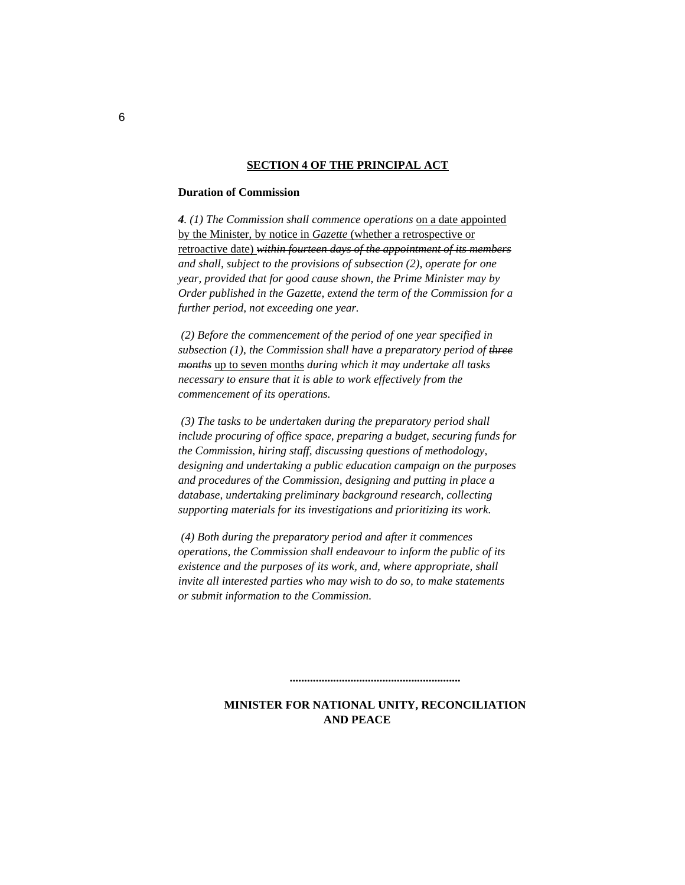**SECTION 4 OF THE PRINCIPAL ACT**

**Duration of Commission**

***4***. *(1) The Commission shall commence operations* on a date appointed by the Minister, by notice in *Gazette* (whether a retrospective or retroactive date) ~~*within fourteen days of the appointment of its members*~~ *and shall, subject to the provisions of subsection (2), operate for one year, provided that for good cause shown, the Prime Minister may by Order published in the Gazette, extend the term of the Commission for a further period, not exceeding one year.*

*(2) Before the commencement of the period of one year specified in subsection (1), the Commission shall have a preparatory period of* ~~*three months*~~ up to seven months *during which it may undertake all tasks necessary to ensure that it is able to work effectively from the commencement of its operations.*

*(3) The tasks to be undertaken during the preparatory period shall include procuring of office space, preparing a budget, securing funds for the Commission, hiring staff, discussing questions of methodology, designing and undertaking a public education campaign on the purposes and procedures of the Commission, designing and putting in place a database, undertaking preliminary background research, collecting supporting materials for its investigations and prioritizing its work.*

*(4) Both during the preparatory period and after it commences operations, the Commission shall endeavour to inform the public of its existence and the purposes of its work, and, where appropriate, shall invite all interested parties who may wish to do so, to make statements or submit information to the Commission.*

.........................................................

**MINISTER FOR NATIONAL UNITY, RECONCILIATION AND PEACE**